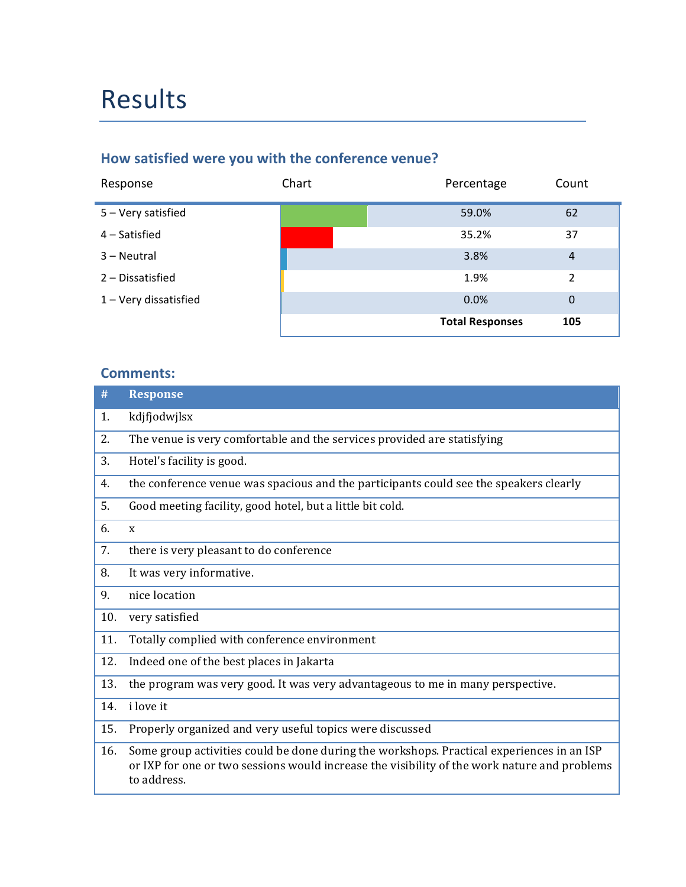# Results

## How satisfied were you with the conference venue?

| Response | Chart | Percentage | Count |
|---|---|---|---|
| 5 – Very satisfied | | 59.0% | 62 |
| 4 – Satisfied | | 35.2% | 37 |
| 3 – Neutral | | 3.8% | 4 |
| 2 – Dissatisfied | | 1.9% | 2 |
| 1 – Very dissatisfied | | 0.0% | 0 |
| | | **Total Responses** | **105** |

### Comments:

| # | Response |
|---|---|
| 1. | kdjfjodwjlsx |
| 2. | The venue is very comfortable and the services provided are statisfying |
| 3. | Hotel's facility is good. |
| 4. | the conference venue was spacious and the participants could see the speakers clearly |
| 5. | Good meeting facility, good hotel, but a little bit cold. |
| 6. | x |
| 7. | there is very pleasant to do conference |
| 8. | It was very informative. |
| 9. | nice location |
| 10. | very satisfied |
| 11. | Totally complied with conference environment |
| 12. | Indeed one of the best places in Jakarta |
| 13. | the program was very good. It was very advantageous to me in many perspective. |
| 14. | i love it |
| 15. | Properly organized and very useful topics were discussed |
| 16. | Some group activities could be done during the workshops. Practical experiences in an ISP or IXP for one or two sessions would increase the visibility of the work nature and problems to address. |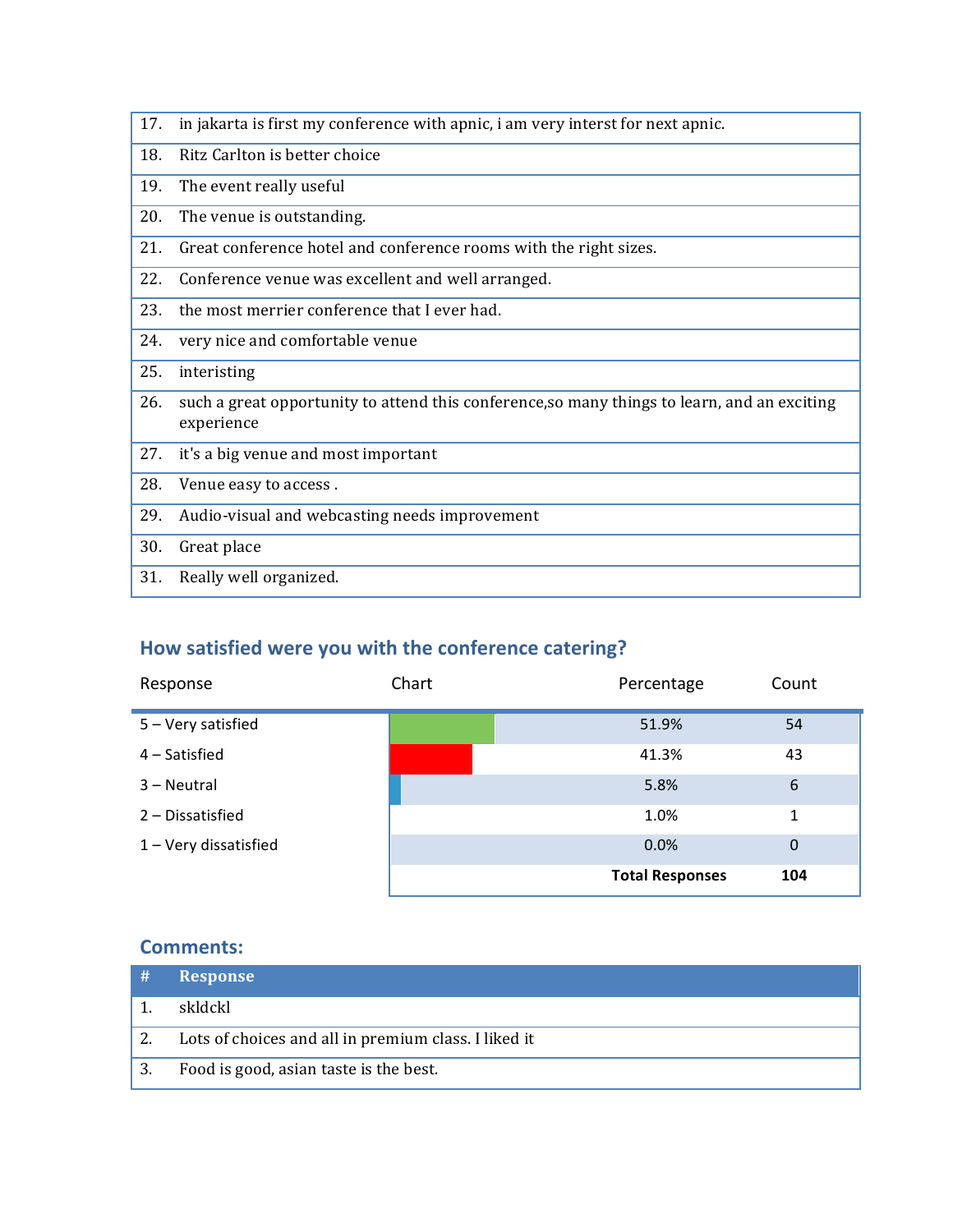| | |
|---|---|
| 17. | in jakarta is first my conference with apnic, i am very interst for next apnic. |
| 18. | Ritz Carlton is better choice |
| 19. | The event really useful |
| 20. | The venue is outstanding. |
| 21. | Great conference hotel and conference rooms with the right sizes. |
| 22. | Conference venue was excellent and well arranged. |
| 23. | the most merrier conference that I ever had. |
| 24. | very nice and comfortable venue |
| 25. | interisting |
| 26. | such a great opportunity to attend this conference,so many things to learn, and an exciting experience |
| 27. | it's a big venue and most important |
| 28. | Venue easy to access . |
| 29. | Audio-visual and webcasting needs improvement |
| 30. | Great place |
| 31. | Really well organized. |

## How satisfied were you with the conference catering?

| Response | Chart | Percentage | Count |
|---|---|---|---|
| 5 – Very satisfied | | 51.9% | 54 |
| 4 – Satisfied | | 41.3% | 43 |
| 3 – Neutral | | 5.8% | 6 |
| 2 – Dissatisfied | | 1.0% | 1 |
| 1 – Very dissatisfied | | 0.0% | 0 |
| | | **Total Responses** | **104** |

## Comments:

| # | Response |
|---|---|
| 1. | skldckl |
| 2. | Lots of choices and all in premium class. I liked it |
| 3. | Food is good, asian taste is the best. |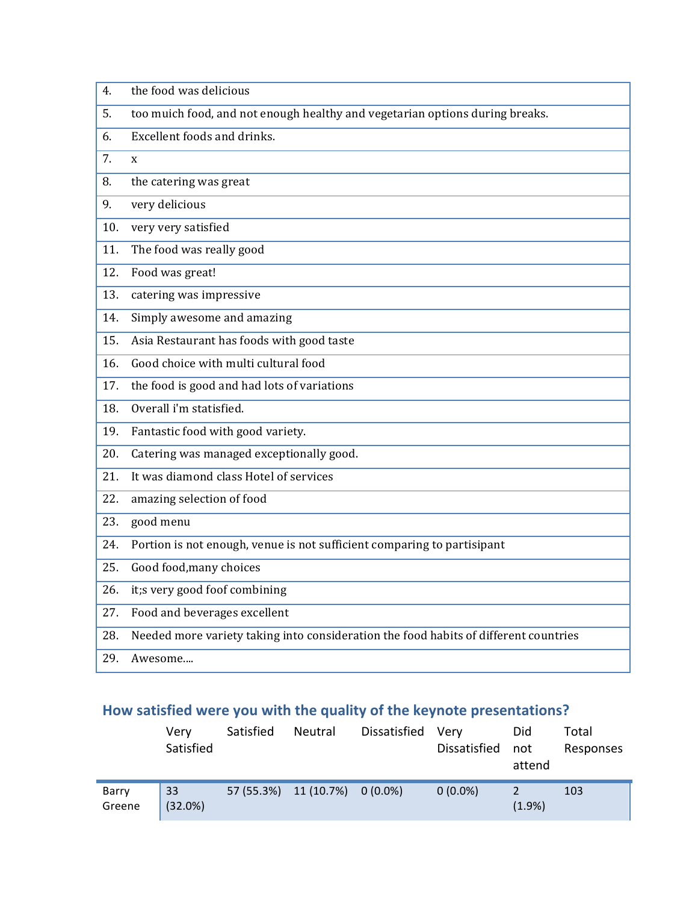| | |
|---|---|
| 4. | the food was delicious |
| 5. | too muich food, and not enough healthy and vegetarian options during breaks. |
| 6. | Excellent foods and drinks. |
| 7. | x |
| 8. | the catering was great |
| 9. | very delicious |
| 10. | very very satisfied |
| 11. | The food was really good |
| 12. | Food was great! |
| 13. | catering was impressive |
| 14. | Simply awesome and amazing |
| 15. | Asia Restaurant has foods with good taste |
| 16. | Good choice with multi cultural food |
| 17. | the food is good and had lots of variations |
| 18. | Overall i'm statisfied. |
| 19. | Fantastic food with good variety. |
| 20. | Catering was managed exceptionally good. |
| 21. | It was diamond class Hotel of services |
| 22. | amazing selection of food |
| 23. | good menu |
| 24. | Portion is not enough, venue is not sufficient comparing to partisipant |
| 25. | Good food,many choices |
| 26. | it;s very good foof combining |
| 27. | Food and beverages excellent |
| 28. | Needed more variety taking into consideration the food habits of different countries |
| 29. | Awesome.... |

## How satisfied were you with the quality of the keynote presentations?

| | Very Satisfied | Satisfied | Neutral | Dissatisfied | Very Dissatisfied | Did not attend | Total Responses |
|---|---|---|---|---|---|---|---|
| Barry Greene | 33 (32.0%) | 57 (55.3%) | 11 (10.7%) | 0 (0.0%) | 0 (0.0%) | 2 (1.9%) | 103 |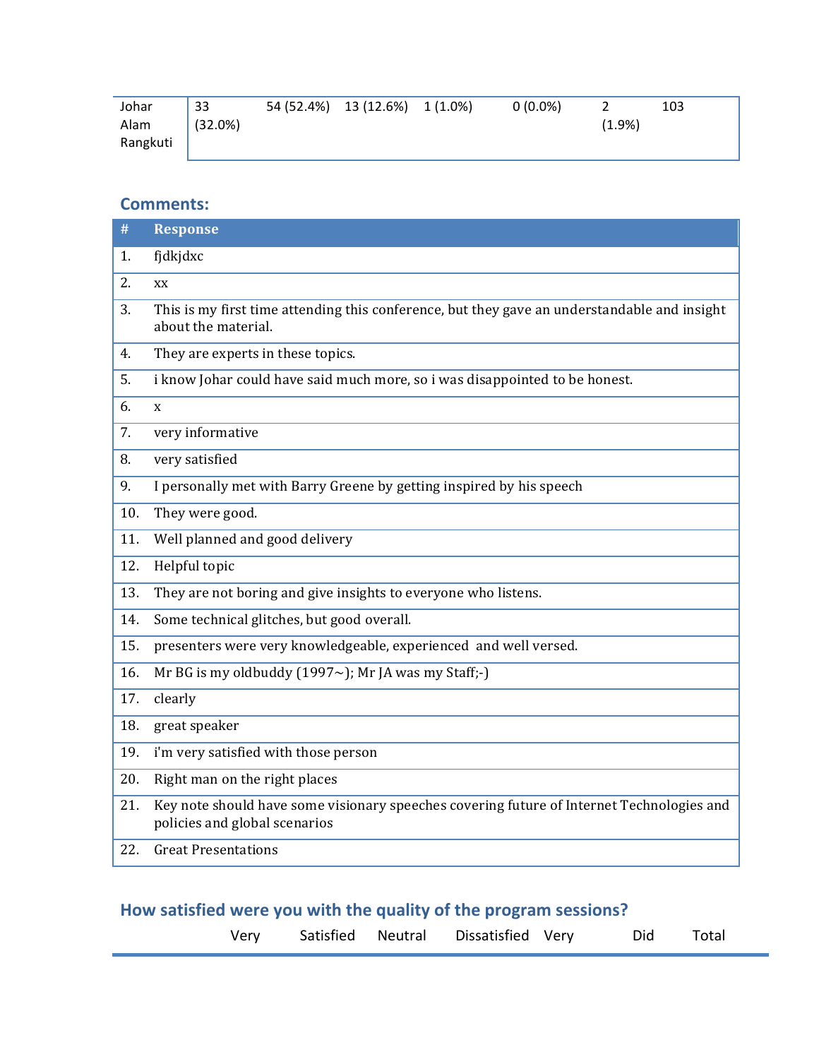| Johar Alam Rangkuti | 33 (32.0%) | 54 (52.4%) | 13 (12.6%) | 1 (1.0%) | 0 (0.0%) | 2 (1.9%) | 103 |
|---|---|---|---|---|---|---|---|

## Comments:

| # | Response |
|---|---|
| 1. | fjdkjdxc |
| 2. | xx |
| 3. | This is my first time attending this conference, but they gave an understandable and insight about the material. |
| 4. | They are experts in these topics. |
| 5. | i know Johar could have said much more, so i was disappointed to be honest. |
| 6. | x |
| 7. | very informative |
| 8. | very satisfied |
| 9. | I personally met with Barry Greene by getting inspired by his speech |
| 10. | They were good. |
| 11. | Well planned and good delivery |
| 12. | Helpful topic |
| 13. | They are not boring and give insights to everyone who listens. |
| 14. | Some technical glitches, but good overall. |
| 15. | presenters were very knowledgeable, experienced and well versed. |
| 16. | Mr BG is my oldbuddy (1997~); Mr JA was my Staff;-) |
| 17. | clearly |
| 18. | great speaker |
| 19. | i'm very satisfied with those person |
| 20. | Right man on the right places |
| 21. | Key note should have some visionary speeches covering future of Internet Technologies and policies and global scenarios |
| 22. | Great Presentations |

## How satisfied were you with the quality of the program sessions?

| | Very | Satisfied | Neutral | Dissatisfied | Very | Did | Total |
|---|---|---|---|---|---|---|---|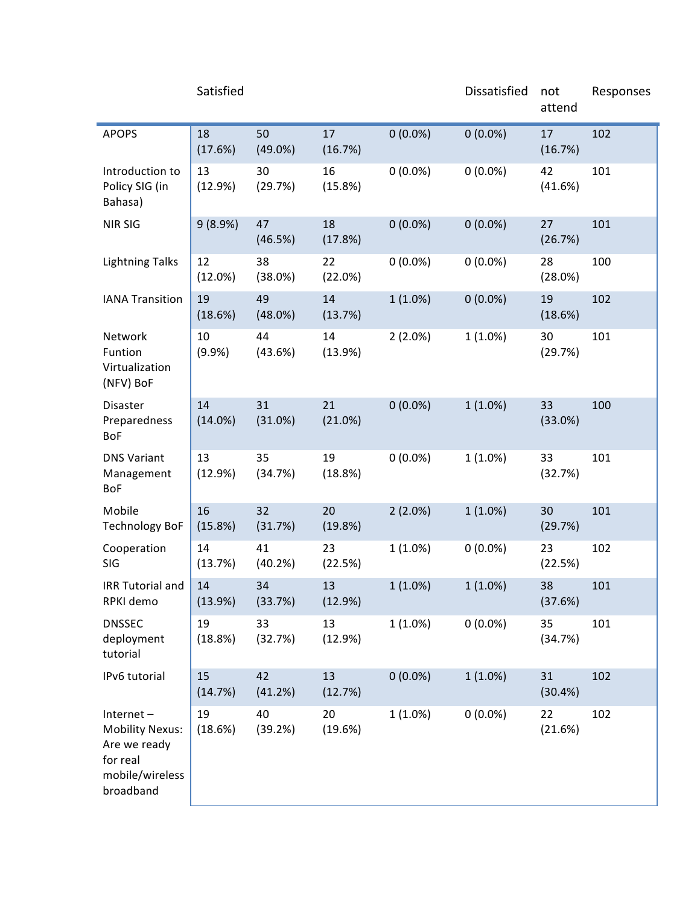| | Satisfied | | | | Dissatisfied | not attend | Responses |
|---|---|---|---|---|---|---|---|
| APOPS | 18 (17.6%) | 50 (49.0%) | 17 (16.7%) | 0 (0.0%) | 0 (0.0%) | 17 (16.7%) | 102 |
| Introduction to Policy SIG (in Bahasa) | 13 (12.9%) | 30 (29.7%) | 16 (15.8%) | 0 (0.0%) | 0 (0.0%) | 42 (41.6%) | 101 |
| NIR SIG | 9 (8.9%) | 47 (46.5%) | 18 (17.8%) | 0 (0.0%) | 0 (0.0%) | 27 (26.7%) | 101 |
| Lightning Talks | 12 (12.0%) | 38 (38.0%) | 22 (22.0%) | 0 (0.0%) | 0 (0.0%) | 28 (28.0%) | 100 |
| IANA Transition | 19 (18.6%) | 49 (48.0%) | 14 (13.7%) | 1 (1.0%) | 0 (0.0%) | 19 (18.6%) | 102 |
| Network Funtion Virtualization (NFV) BoF | 10 (9.9%) | 44 (43.6%) | 14 (13.9%) | 2 (2.0%) | 1 (1.0%) | 30 (29.7%) | 101 |
| Disaster Preparedness BoF | 14 (14.0%) | 31 (31.0%) | 21 (21.0%) | 0 (0.0%) | 1 (1.0%) | 33 (33.0%) | 100 |
| DNS Variant Management BoF | 13 (12.9%) | 35 (34.7%) | 19 (18.8%) | 0 (0.0%) | 1 (1.0%) | 33 (32.7%) | 101 |
| Mobile Technology BoF | 16 (15.8%) | 32 (31.7%) | 20 (19.8%) | 2 (2.0%) | 1 (1.0%) | 30 (29.7%) | 101 |
| Cooperation SIG | 14 (13.7%) | 41 (40.2%) | 23 (22.5%) | 1 (1.0%) | 0 (0.0%) | 23 (22.5%) | 102 |
| IRR Tutorial and RPKI demo | 14 (13.9%) | 34 (33.7%) | 13 (12.9%) | 1 (1.0%) | 1 (1.0%) | 38 (37.6%) | 101 |
| DNSSEC deployment tutorial | 19 (18.8%) | 33 (32.7%) | 13 (12.9%) | 1 (1.0%) | 0 (0.0%) | 35 (34.7%) | 101 |
| IPv6 tutorial | 15 (14.7%) | 42 (41.2%) | 13 (12.7%) | 0 (0.0%) | 1 (1.0%) | 31 (30.4%) | 102 |
| Internet – Mobility Nexus: Are we ready for real mobile/wireless broadband | 19 (18.6%) | 40 (39.2%) | 20 (19.6%) | 1 (1.0%) | 0 (0.0%) | 22 (21.6%) | 102 |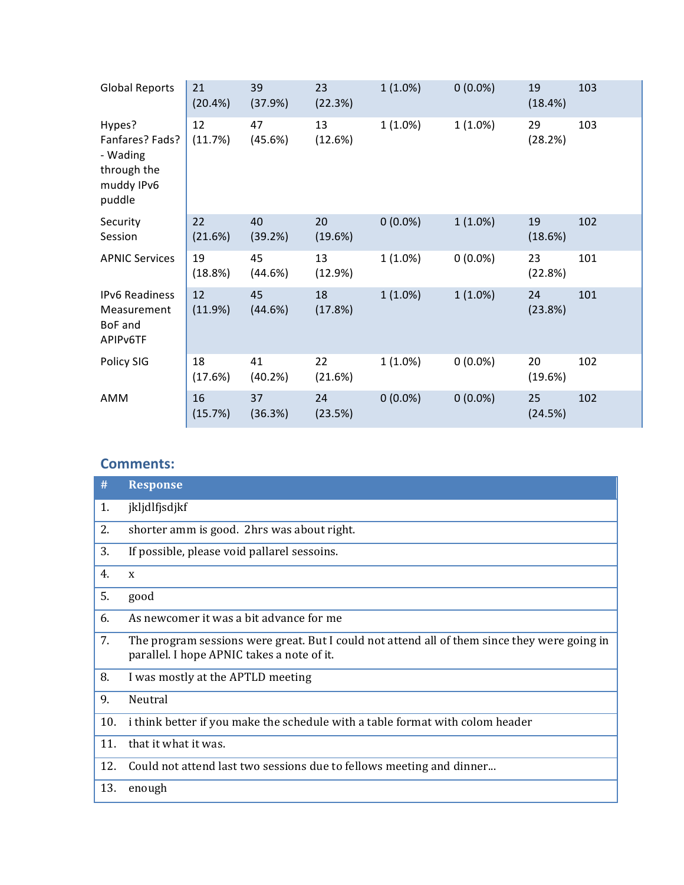| | | | | | | | |
|---|---|---|---|---|---|---|---|
| Global Reports | 21 (20.4%) | 39 (37.9%) | 23 (22.3%) | 1 (1.0%) | 0 (0.0%) | 19 (18.4%) | 103 |
| Hypes? Fanfares? Fads? - Wading through the muddy IPv6 puddle | 12 (11.7%) | 47 (45.6%) | 13 (12.6%) | 1 (1.0%) | 1 (1.0%) | 29 (28.2%) | 103 |
| Security Session | 22 (21.6%) | 40 (39.2%) | 20 (19.6%) | 0 (0.0%) | 1 (1.0%) | 19 (18.6%) | 102 |
| APNIC Services | 19 (18.8%) | 45 (44.6%) | 13 (12.9%) | 1 (1.0%) | 0 (0.0%) | 23 (22.8%) | 101 |
| IPv6 Readiness Measurement BoF and APIPv6TF | 12 (11.9%) | 45 (44.6%) | 18 (17.8%) | 1 (1.0%) | 1 (1.0%) | 24 (23.8%) | 101 |
| Policy SIG | 18 (17.6%) | 41 (40.2%) | 22 (21.6%) | 1 (1.0%) | 0 (0.0%) | 20 (19.6%) | 102 |
| AMM | 16 (15.7%) | 37 (36.3%) | 24 (23.5%) | 0 (0.0%) | 0 (0.0%) | 25 (24.5%) | 102 |

## Comments:

| # | Response |
|---|---|
| 1. | jkljdlfjsdjkf |
| 2. | shorter amm is good. 2hrs was about right. |
| 3. | If possible, please void pallarel sessoins. |
| 4. | x |
| 5. | good |
| 6. | As newcomer it was a bit advance for me |
| 7. | The program sessions were great. But I could not attend all of them since they were going in parallel. I hope APNIC takes a note of it. |
| 8. | I was mostly at the APTLD meeting |
| 9. | Neutral |
| 10. | i think better if you make the schedule with a table format with colom header |
| 11. | that it what it was. |
| 12. | Could not attend last two sessions due to fellows meeting and dinner... |
| 13. | enough |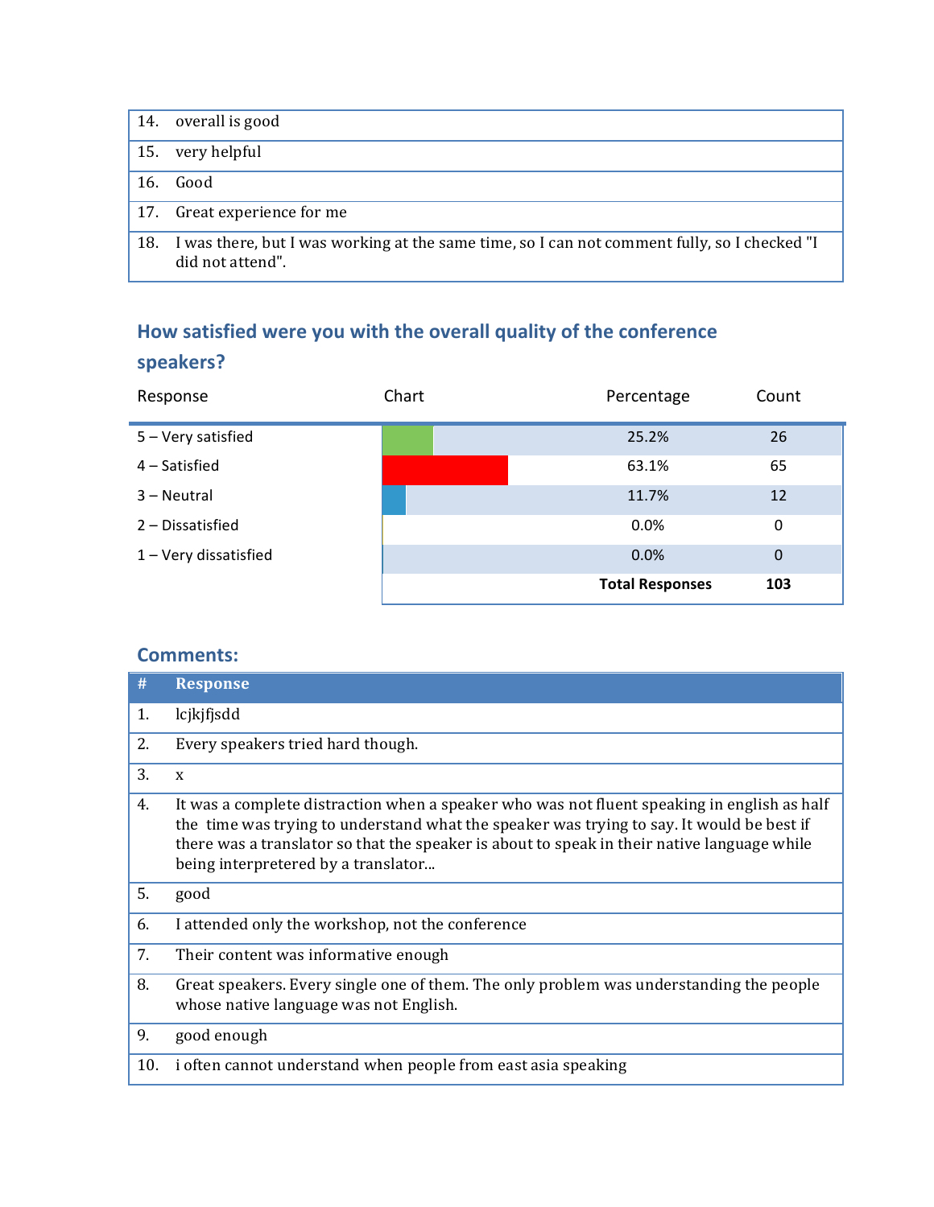| | |
|---|---|
| 14. | overall is good |
| 15. | very helpful |
| 16. | Good |
| 17. | Great experience for me |
| 18. | I was there, but I was working at the same time, so I can not comment fully, so I checked "I did not attend". |

## How satisfied were you with the overall quality of the conference speakers?

| Response | Chart | Percentage | Count |
|---|---|---|---|
| 5 – Very satisfied | | 25.2% | 26 |
| 4 – Satisfied | | 63.1% | 65 |
| 3 – Neutral | | 11.7% | 12 |
| 2 – Dissatisfied | | 0.0% | 0 |
| 1 – Very dissatisfied | | 0.0% | 0 |
| | | **Total Responses** | **103** |

## Comments:

| # | Response |
|---|---|
| 1. | lcjkjfjsdd |
| 2. | Every speakers tried hard though. |
| 3. | x |
| 4. | It was a complete distraction when a speaker who was not fluent speaking in english as half the time was trying to understand what the speaker was trying to say. It would be best if there was a translator so that the speaker is about to speak in their native language while being interpretered by a translator... |
| 5. | good |
| 6. | I attended only the workshop, not the conference |
| 7. | Their content was informative enough |
| 8. | Great speakers. Every single one of them. The only problem was understanding the people whose native language was not English. |
| 9. | good enough |
| 10. | i often cannot understand when people from east asia speaking |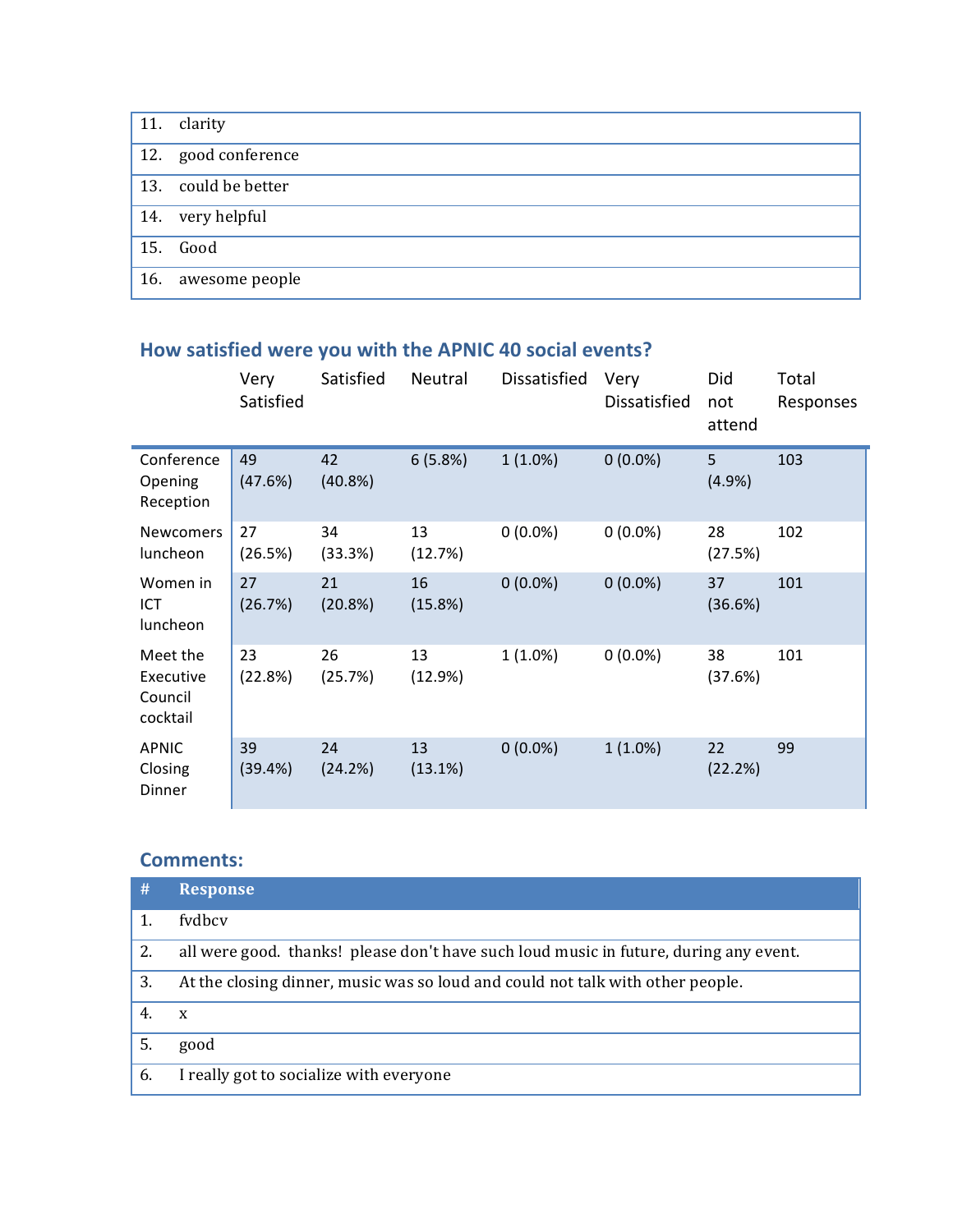| | |
|---|---|
| 11. | clarity |
| 12. | good conference |
| 13. | could be better |
| 14. | very helpful |
| 15. | Good |
| 16. | awesome people |

## How satisfied were you with the APNIC 40 social events?

| | Very Satisfied | Satisfied | Neutral | Dissatisfied | Very Dissatisfied | Did not attend | Total Responses |
|---|---|---|---|---|---|---|---|
| Conference Opening Reception | 49 (47.6%) | 42 (40.8%) | 6 (5.8%) | 1 (1.0%) | 0 (0.0%) | 5 (4.9%) | 103 |
| Newcomers luncheon | 27 (26.5%) | 34 (33.3%) | 13 (12.7%) | 0 (0.0%) | 0 (0.0%) | 28 (27.5%) | 102 |
| Women in ICT luncheon | 27 (26.7%) | 21 (20.8%) | 16 (15.8%) | 0 (0.0%) | 0 (0.0%) | 37 (36.6%) | 101 |
| Meet the Executive Council cocktail | 23 (22.8%) | 26 (25.7%) | 13 (12.9%) | 1 (1.0%) | 0 (0.0%) | 38 (37.6%) | 101 |
| APNIC Closing Dinner | 39 (39.4%) | 24 (24.2%) | 13 (13.1%) | 0 (0.0%) | 1 (1.0%) | 22 (22.2%) | 99 |

## Comments:

| # | Response |
|---|---|
| 1. | fvdbcv |
| 2. | all were good. thanks! please don't have such loud music in future, during any event. |
| 3. | At the closing dinner, music was so loud and could not talk with other people. |
| 4. | x |
| 5. | good |
| 6. | I really got to socialize with everyone |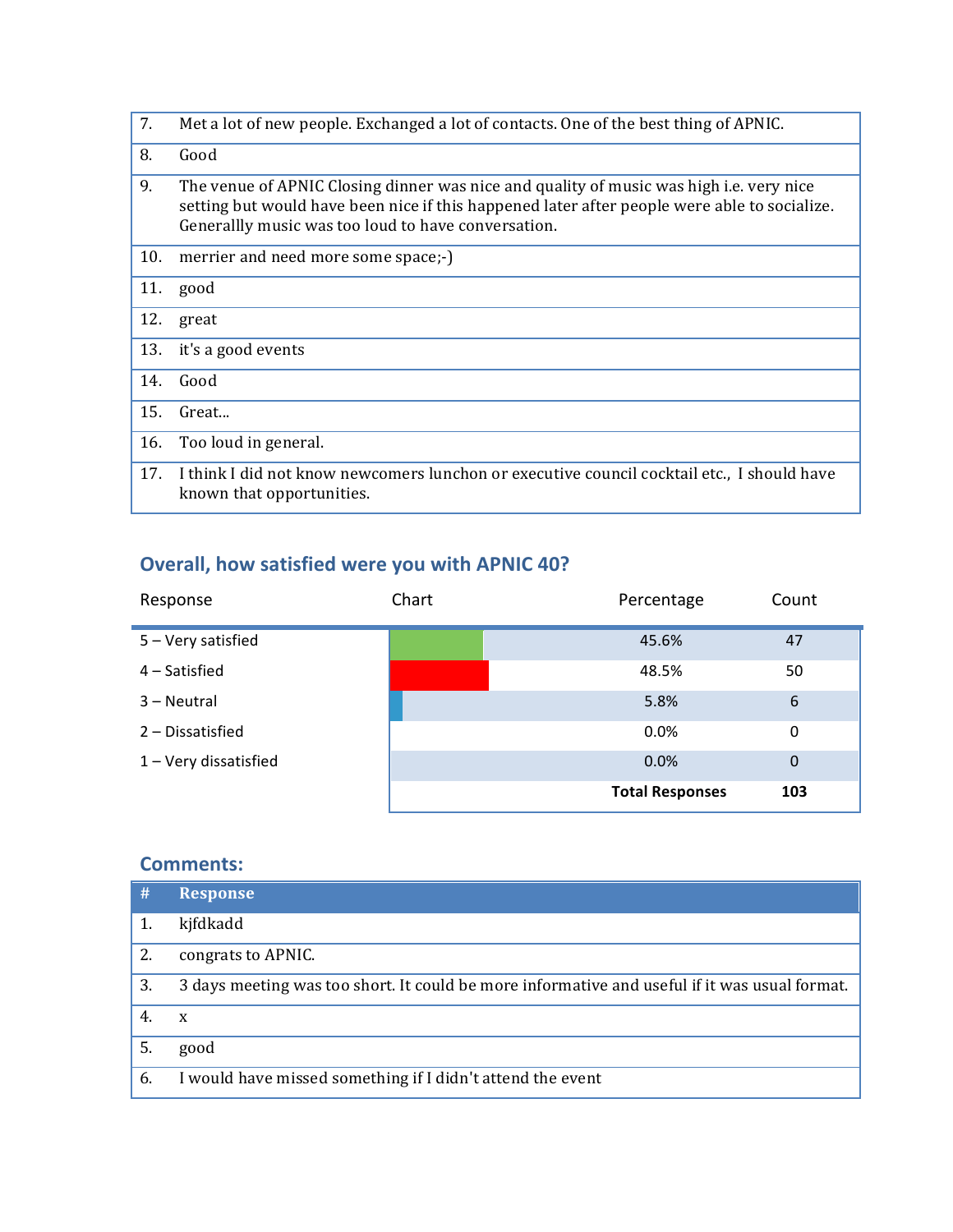| # | Response |
|---|---|
| 7. | Met a lot of new people. Exchanged a lot of contacts. One of the best thing of APNIC. |
| 8. | Good |
| 9. | The venue of APNIC Closing dinner was nice and quality of music was high i.e. very nice setting but would have been nice if this happened later after people were able to socialize. Generallly music was too loud to have conversation. |
| 10. | merrier and need more some space;-) |
| 11. | good |
| 12. | great |
| 13. | it's a good events |
| 14. | Good |
| 15. | Great... |
| 16. | Too loud in general. |
| 17. | I think I did not know newcomers lunchon or executive council cocktail etc., I should have known that opportunities. |

## Overall, how satisfied were you with APNIC 40?

| Response | Chart | Percentage | Count |
|---|---|---|---|
| 5 – Very satisfied | | 45.6% | 47 |
| 4 – Satisfied | | 48.5% | 50 |
| 3 – Neutral | | 5.8% | 6 |
| 2 – Dissatisfied | | 0.0% | 0 |
| 1 – Very dissatisfied | | 0.0% | 0 |
| | | **Total Responses** | **103** |

## Comments:

| # | Response |
|---|---|
| 1. | kjfdkadd |
| 2. | congrats to APNIC. |
| 3. | 3 days meeting was too short. It could be more informative and useful if it was usual format. |
| 4. | x |
| 5. | good |
| 6. | I would have missed something if I didn't attend the event |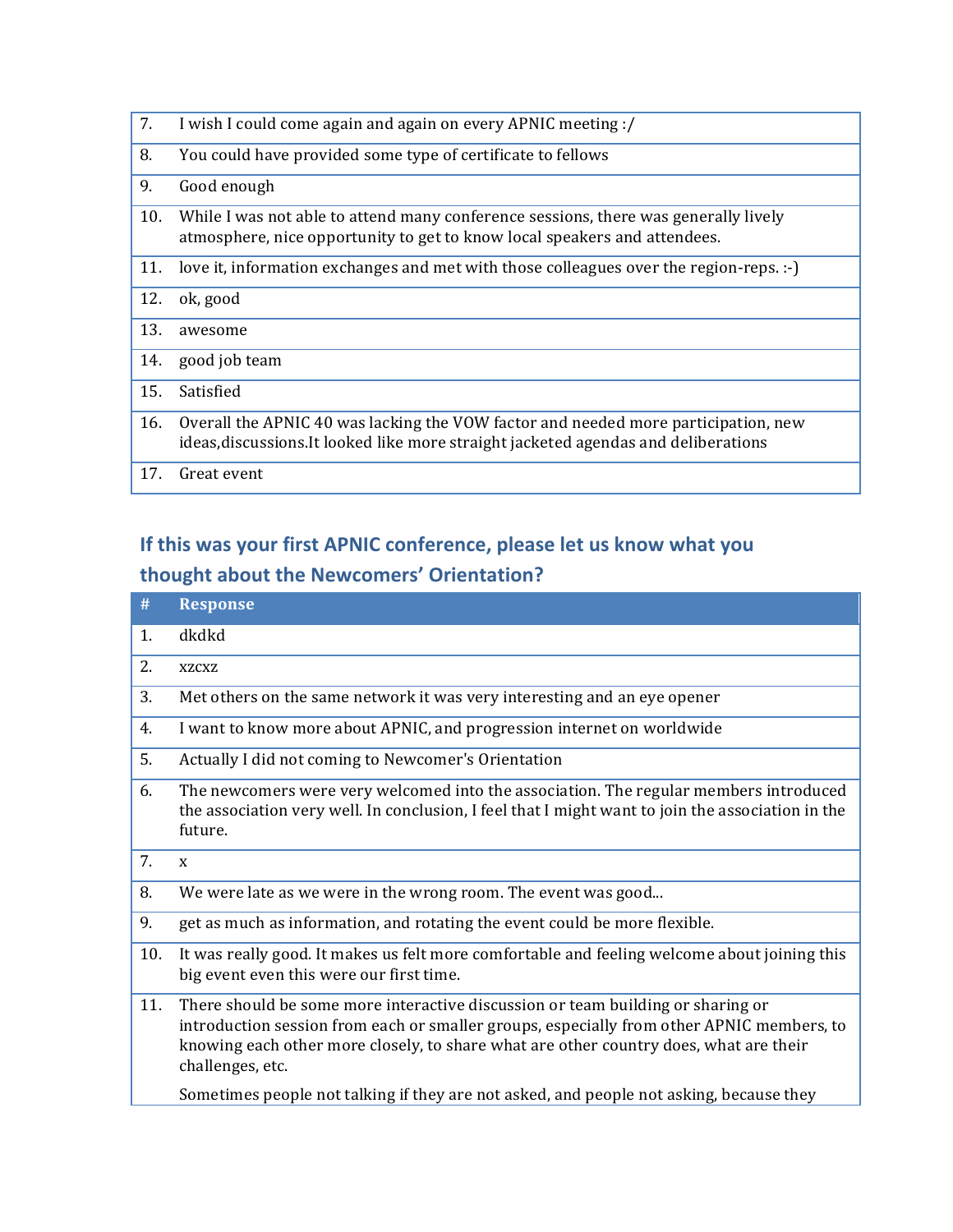| | |
|---|---|
| 7. | I wish I could come again and again on every APNIC meeting :/ |
| 8. | You could have provided some type of certificate to fellows |
| 9. | Good enough |
| 10. | While I was not able to attend many conference sessions, there was generally lively atmosphere, nice opportunity to get to know local speakers and attendees. |
| 11. | love it, information exchanges and met with those colleagues over the region-reps. :-) |
| 12. | ok, good |
| 13. | awesome |
| 14. | good job team |
| 15. | Satisfied |
| 16. | Overall the APNIC 40 was lacking the VOW factor and needed more participation, new ideas,discussions.It looked like more straight jacketed agendas and deliberations |
| 17. | Great event |

### If this was your first APNIC conference, please let us know what you thought about the Newcomers' Orientation?

| # | Response |
|---|---|
| 1. | dkdkd |
| 2. | xzcxz |
| 3. | Met others on the same network it was very interesting and an eye opener |
| 4. | I want to know more about APNIC, and progression internet on worldwide |
| 5. | Actually I did not coming to Newcomer's Orientation |
| 6. | The newcomers were very welcomed into the association. The regular members introduced the association very well. In conclusion, I feel that I might want to join the association in the future. |
| 7. | x |
| 8. | We were late as we were in the wrong room. The event was good... |
| 9. | get as much as information, and rotating the event could be more flexible. |
| 10. | It was really good. It makes us felt more comfortable and feeling welcome about joining this big event even this were our first time. |
| 11. | There should be some more interactive discussion or team building or sharing or introduction session from each or smaller groups, especially from other APNIC members, to knowing each other more closely, to share what are other country does, what are their challenges, etc.<br><br>Sometimes people not talking if they are not asked, and people not asking, because they |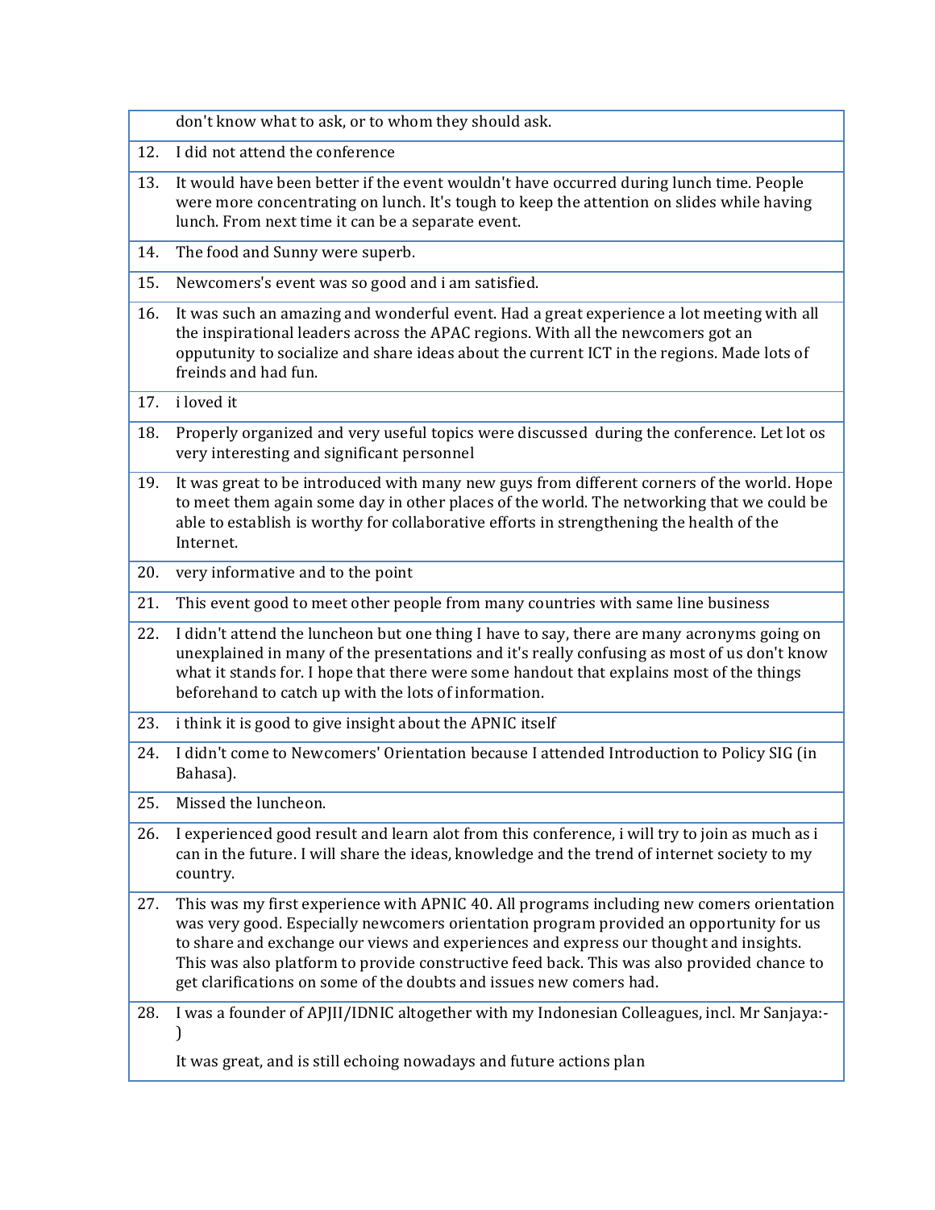|  |  |
|---|---|
|  | don't know what to ask, or to whom they should ask. |
| 12. | I did not attend the conference |
| 13. | It would have been better if the event wouldn't have occurred during lunch time. People were more concentrating on lunch. It's tough to keep the attention on slides while having lunch. From next time it can be a separate event. |
| 14. | The food and Sunny were superb. |
| 15. | Newcomers's event was so good and i am satisfied. |
| 16. | It was such an amazing and wonderful event. Had a great experience a lot meeting with all the inspirational leaders across the APAC regions. With all the newcomers got an opputunity to socialize and share ideas about the current ICT in the regions. Made lots of freinds and had fun. |
| 17. | i loved it |
| 18. | Properly organized and very useful topics were discussed during the conference. Let lot os very interesting and significant personnel |
| 19. | It was great to be introduced with many new guys from different corners of the world. Hope to meet them again some day in other places of the world. The networking that we could be able to establish is worthy for collaborative efforts in strengthening the health of the Internet. |
| 20. | very informative and to the point |
| 21. | This event good to meet other people from many countries with same line business |
| 22. | I didn't attend the luncheon but one thing I have to say, there are many acronyms going on unexplained in many of the presentations and it's really confusing as most of us don't know what it stands for. I hope that there were some handout that explains most of the things beforehand to catch up with the lots of information. |
| 23. | i think it is good to give insight about the APNIC itself |
| 24. | I didn't come to Newcomers' Orientation because I attended Introduction to Policy SIG (in Bahasa). |
| 25. | Missed the luncheon. |
| 26. | I experienced good result and learn alot from this conference, i will try to join as much as i can in the future. I will share the ideas, knowledge and the trend of internet society to my country. |
| 27. | This was my first experience with APNIC 40. All programs including new comers orientation was very good. Especially newcomers orientation program provided an opportunity for us to share and exchange our views and experiences and express our thought and insights. This was also platform to provide constructive feed back. This was also provided chance to get clarifications on some of the doubts and issues new comers had. |
| 28. | I was a founder of APJII/IDNIC altogether with my Indonesian Colleagues, incl. Mr Sanjaya:-) <br><br> It was great, and is still echoing nowadays and future actions plan |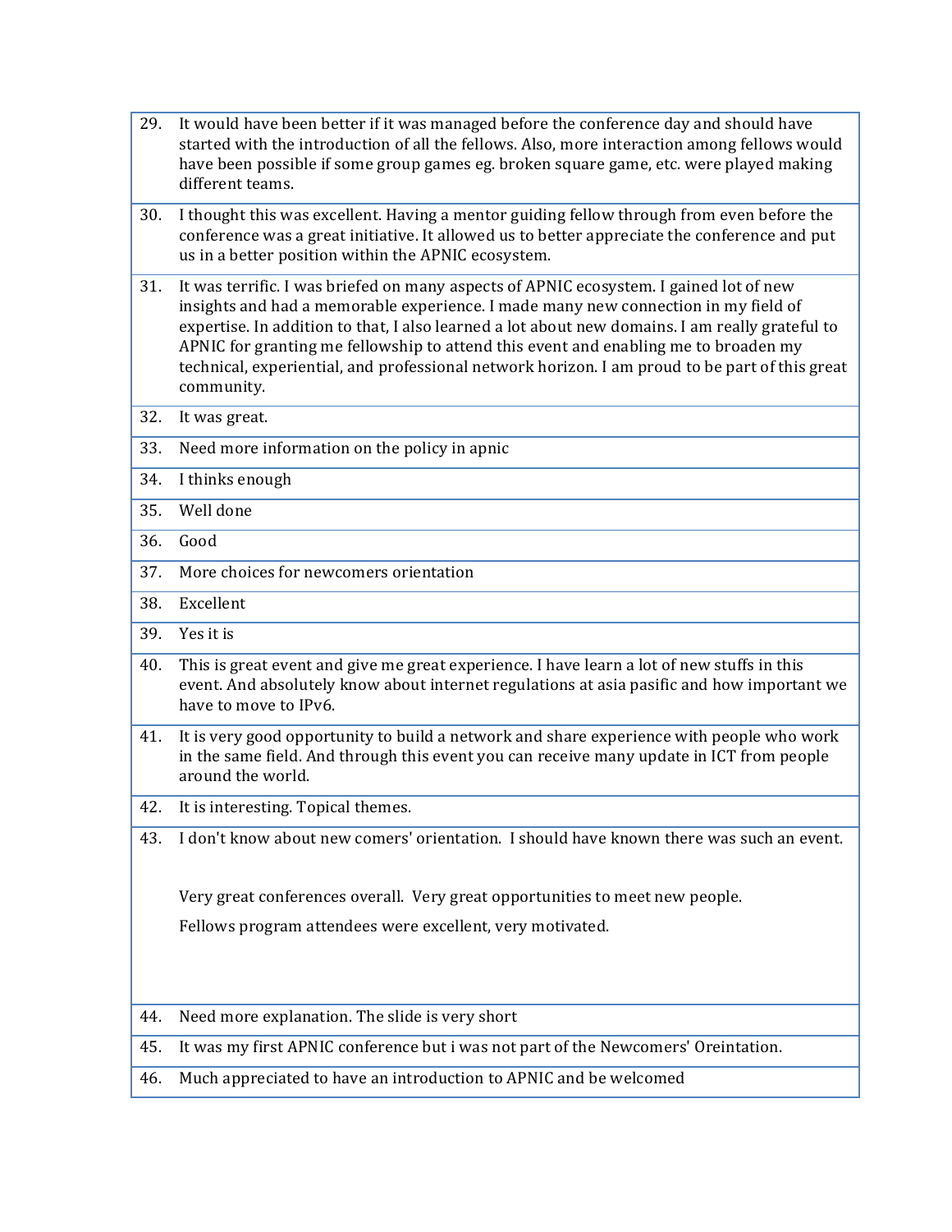| | |
|---|---|
| 29. | It would have been better if it was managed before the conference day and should have started with the introduction of all the fellows. Also, more interaction among fellows would have been possible if some group games eg. broken square game, etc. were played making different teams. |
| 30. | I thought this was excellent. Having a mentor guiding fellow through from even before the conference was a great initiative. It allowed us to better appreciate the conference and put us in a better position within the APNIC ecosystem. |
| 31. | It was terrific. I was briefed on many aspects of APNIC ecosystem. I gained lot of new insights and had a memorable experience. I made many new connection in my field of expertise. In addition to that, I also learned a lot about new domains. I am really grateful to APNIC for granting me fellowship to attend this event and enabling me to broaden my technical, experiential, and professional network horizon. I am proud to be part of this great community. |
| 32. | It was great. |
| 33. | Need more information on the policy in apnic |
| 34. | I thinks enough |
| 35. | Well done |
| 36. | Good |
| 37. | More choices for newcomers orientation |
| 38. | Excellent |
| 39. | Yes it is |
| 40. | This is great event and give me great experience. I have learn a lot of new stuffs in this event. And absolutely know about internet regulations at asia pasific and how important we have to move to IPv6. |
| 41. | It is very good opportunity to build a network and share experience with people who work in the same field. And through this event you can receive many update in ICT from people around the world. |
| 42. | It is interesting. Topical themes. |
| 43. | I don't know about new comers' orientation. I should have known there was such an event.<br><br>Very great conferences overall. Very great opportunities to meet new people.<br><br>Fellows program attendees were excellent, very motivated. |
| 44. | Need more explanation. The slide is very short |
| 45. | It was my first APNIC conference but i was not part of the Newcomers' Oreintation. |
| 46. | Much appreciated to have an introduction to APNIC and be welcomed |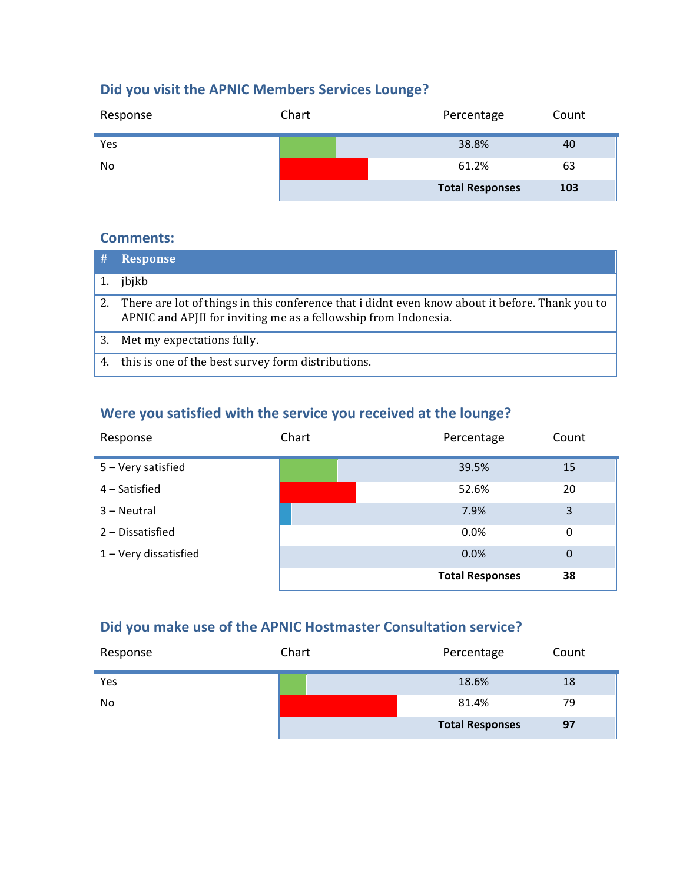### Did you visit the APNIC Members Services Lounge?

| Response | Chart | Percentage | Count |
|---|---|---|---|
| Yes | | 38.8% | 40 |
| No | | 61.2% | 63 |
| | | **Total Responses** | **103** |

### Comments:

| # | Response |
|---|---|
| 1. | jbjkb |
| 2. | There are lot of things in this conference that i didnt even know about it before. Thank you to APNIC and APJII for inviting me as a fellowship from Indonesia. |
| 3. | Met my expectations fully. |
| 4. | this is one of the best survey form distributions. |

### Were you satisfied with the service you received at the lounge?

| Response | Chart | Percentage | Count |
|---|---|---|---|
| 5 – Very satisfied | | 39.5% | 15 |
| 4 – Satisfied | | 52.6% | 20 |
| 3 – Neutral | | 7.9% | 3 |
| 2 – Dissatisfied | | 0.0% | 0 |
| 1 – Very dissatisfied | | 0.0% | 0 |
| | | **Total Responses** | **38** |

### Did you make use of the APNIC Hostmaster Consultation service?

| Response | Chart | Percentage | Count |
|---|---|---|---|
| Yes | | 18.6% | 18 |
| No | | 81.4% | 79 |
| | | **Total Responses** | **97** |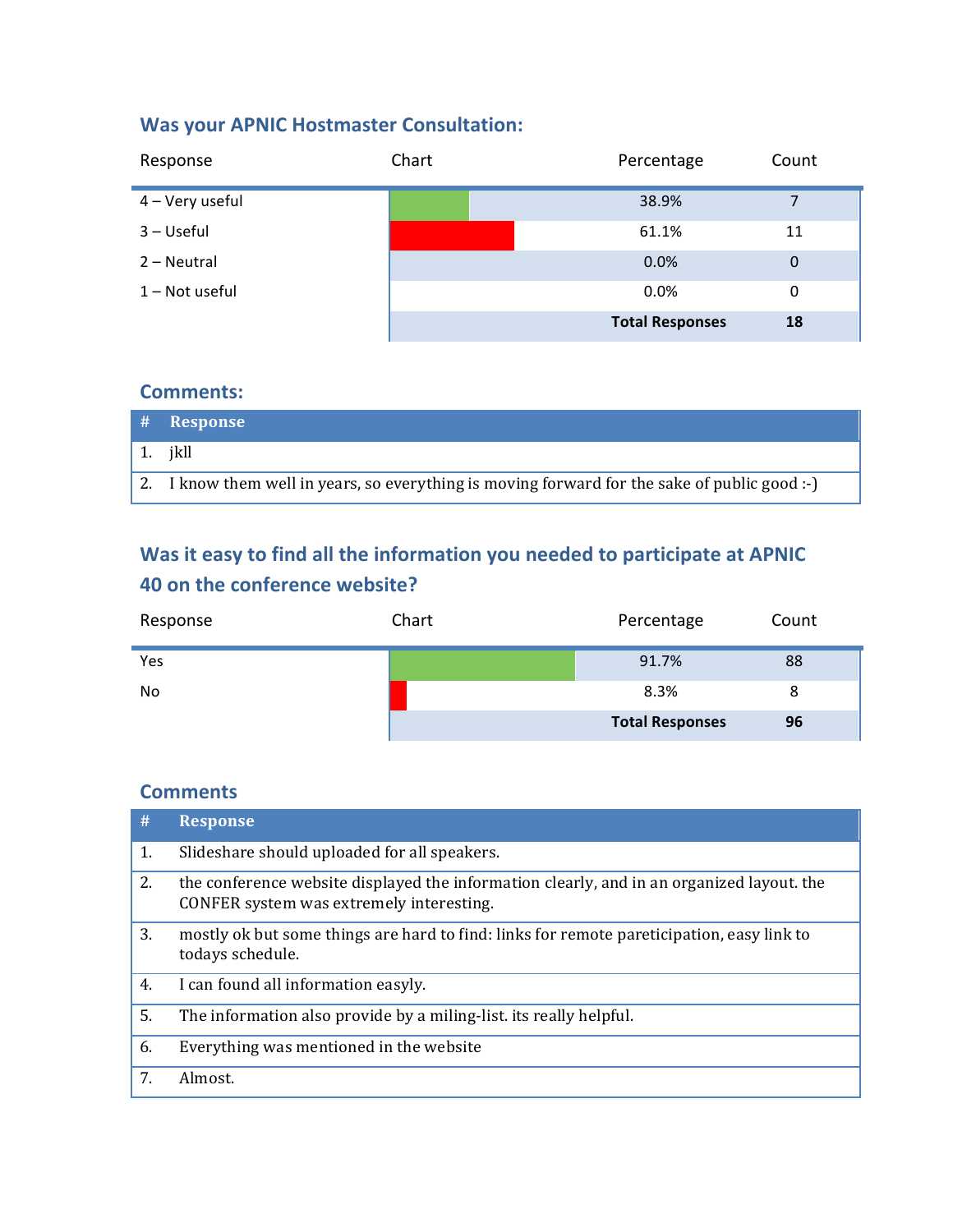## Was your APNIC Hostmaster Consultation:

| Response | Chart | Percentage | Count |
|---|---|---|---|
| 4 – Very useful | | 38.9% | 7 |
| 3 – Useful | | 61.1% | 11 |
| 2 – Neutral | | 0.0% | 0 |
| 1 – Not useful | | 0.0% | 0 |
| | | **Total Responses** | **18** |

## Comments:

| # | Response |
|---|---|
| 1. | jkll |
| 2. | I know them well in years, so everything is moving forward for the sake of public good :-) |

## Was it easy to find all the information you needed to participate at APNIC 40 on the conference website?

| Response | Chart | Percentage | Count |
|---|---|---|---|
| Yes | | 91.7% | 88 |
| No | | 8.3% | 8 |
| | | **Total Responses** | **96** |

## Comments

| # | Response |
|---|---|
| 1. | Slideshare should uploaded for all speakers. |
| 2. | the conference website displayed the information clearly, and in an organized layout. the CONFER system was extremely interesting. |
| 3. | mostly ok but some things are hard to find: links for remote pareticipation, easy link to todays schedule. |
| 4. | I can found all information easyly. |
| 5. | The information also provide by a miling-list. its really helpful. |
| 6. | Everything was mentioned in the website |
| 7. | Almost. |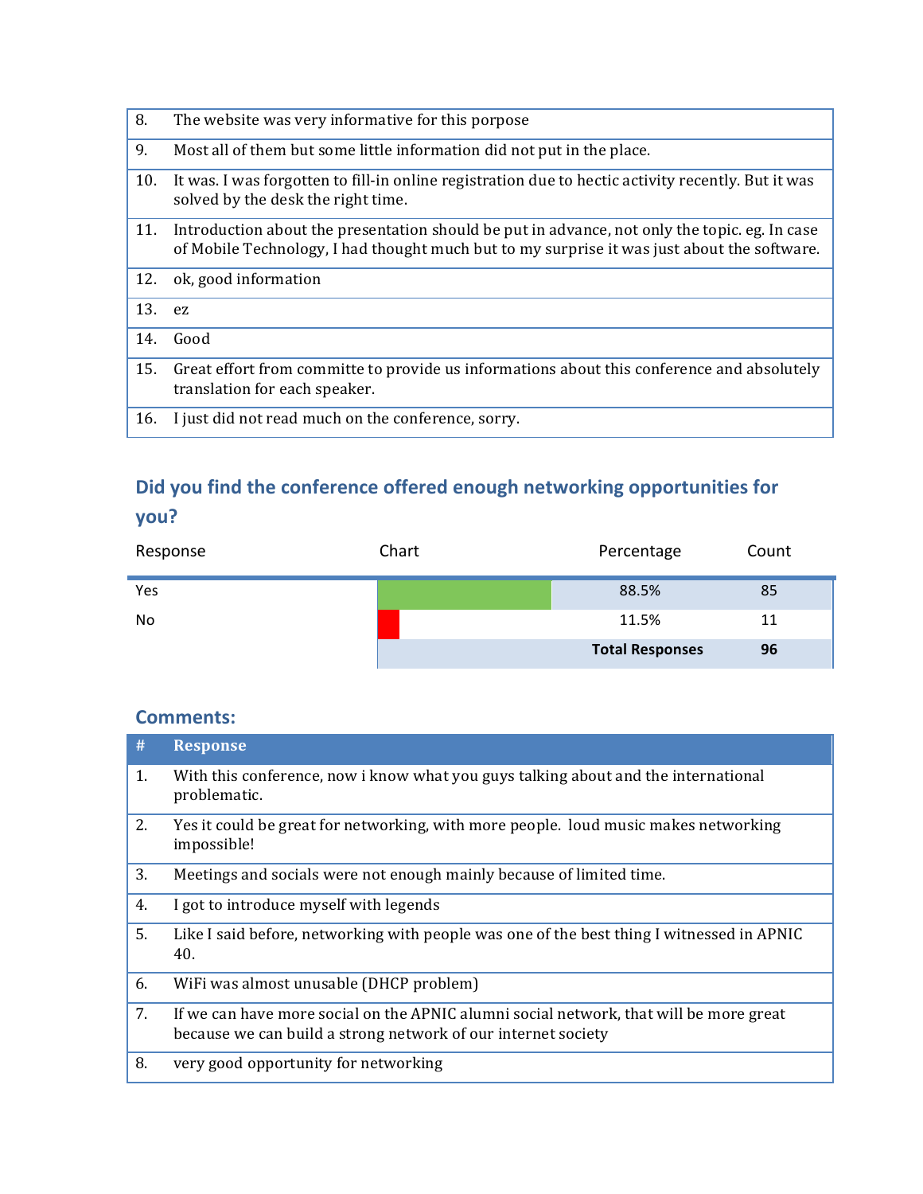| | |
|---|---|
| 8. | The website was very informative for this porpose |
| 9. | Most all of them but some little information did not put in the place. |
| 10. | It was. I was forgotten to fill-in online registration due to hectic activity recently. But it was solved by the desk the right time. |
| 11. | Introduction about the presentation should be put in advance, not only the topic. eg. In case of Mobile Technology, I had thought much but to my surprise it was just about the software. |
| 12. | ok, good information |
| 13. | ez |
| 14. | Good |
| 15. | Great effort from committe to provide us informations about this conference and absolutely translation for each speaker. |
| 16. | I just did not read much on the conference, sorry. |

### Did you find the conference offered enough networking opportunities for you?

| Response | Chart | Percentage | Count |
|---|---|---|---|
| Yes | | 88.5% | 85 |
| No | | 11.5% | 11 |
| | | **Total Responses** | **96** |

### Comments:

| # | Response |
|---|---|
| 1. | With this conference, now i know what you guys talking about and the international problematic. |
| 2. | Yes it could be great for networking, with more people. loud music makes networking impossible! |
| 3. | Meetings and socials were not enough mainly because of limited time. |
| 4. | I got to introduce myself with legends |
| 5. | Like I said before, networking with people was one of the best thing I witnessed in APNIC 40. |
| 6. | WiFi was almost unusable (DHCP problem) |
| 7. | If we can have more social on the APNIC alumni social network, that will be more great because we can build a strong network of our internet society |
| 8. | very good opportunity for networking |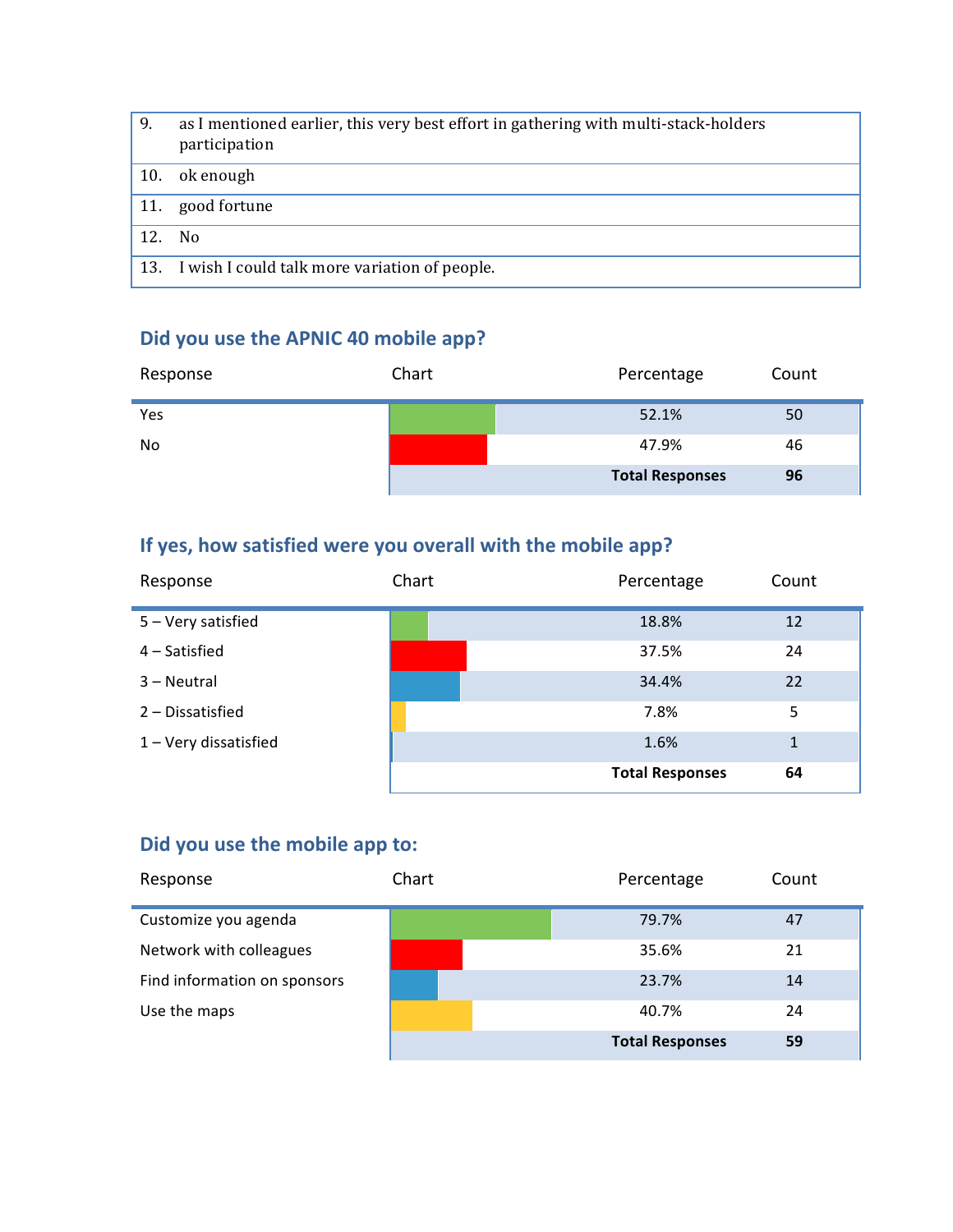| | |
|---|---|
| 9. | as I mentioned earlier, this very best effort in gathering with multi-stack-holders participation |
| 10. | ok enough |
| 11. | good fortune |
| 12. | No |
| 13. | I wish I could talk more variation of people. |

### Did you use the APNIC 40 mobile app?

| Response | Chart | Percentage | Count |
|---|---|---|---|
| Yes | | 52.1% | 50 |
| No | | 47.9% | 46 |
| | | **Total Responses** | **96** |

### If yes, how satisfied were you overall with the mobile app?

| Response | Chart | Percentage | Count |
|---|---|---|---|
| 5 – Very satisfied | | 18.8% | 12 |
| 4 – Satisfied | | 37.5% | 24 |
| 3 – Neutral | | 34.4% | 22 |
| 2 – Dissatisfied | | 7.8% | 5 |
| 1 – Very dissatisfied | | 1.6% | 1 |
| | | **Total Responses** | **64** |

### Did you use the mobile app to:

| Response | Chart | Percentage | Count |
|---|---|---|---|
| Customize you agenda | | 79.7% | 47 |
| Network with colleagues | | 35.6% | 21 |
| Find information on sponsors | | 23.7% | 14 |
| Use the maps | | 40.7% | 24 |
| | | **Total Responses** | **59** |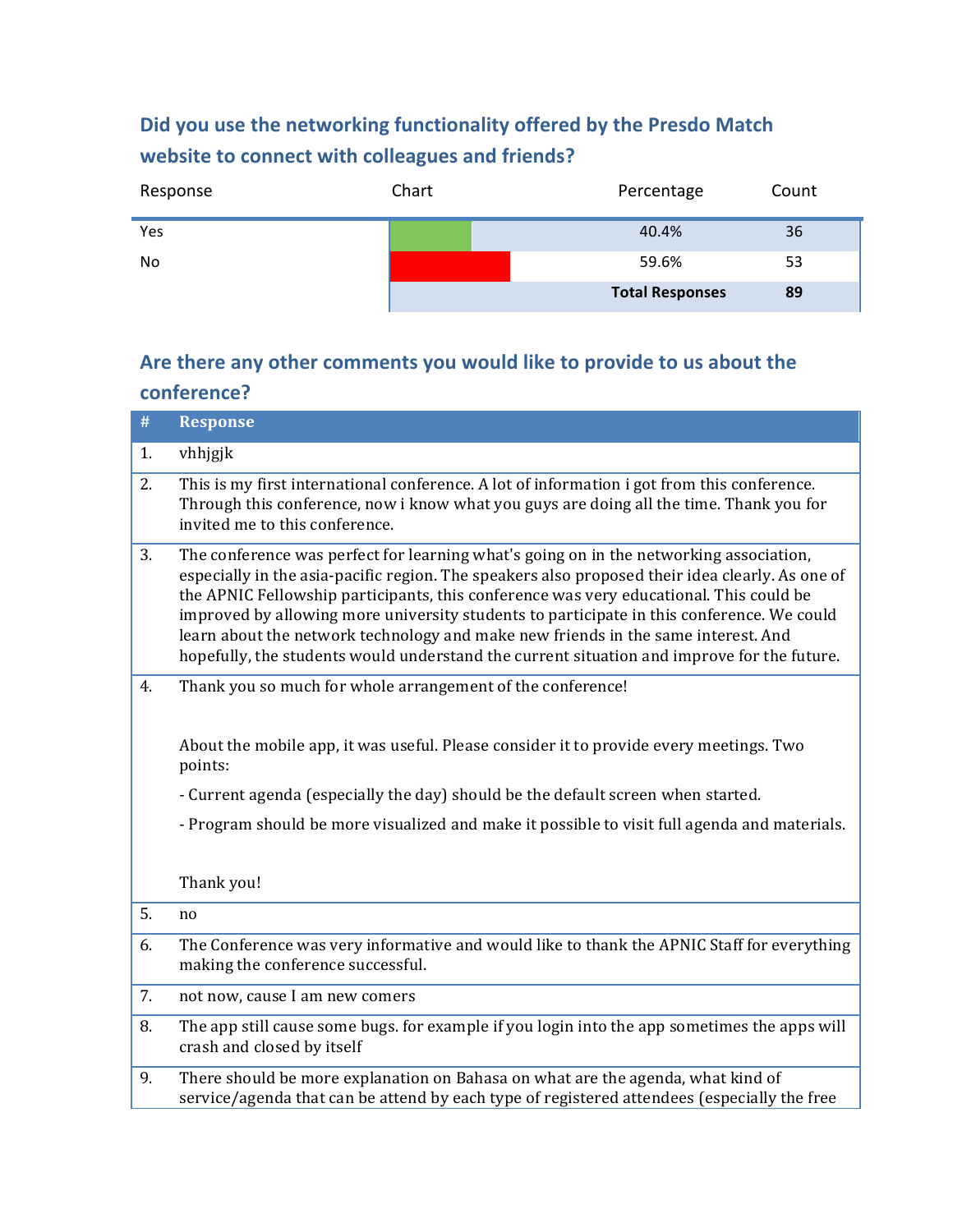### Did you use the networking functionality offered by the Presdo Match website to connect with colleagues and friends?

| Response | Chart | Percentage | Count |
|---|---|---|---|
| Yes | | 40.4% | 36 |
| No | | 59.6% | 53 |
| | | **Total Responses** | **89** |

### Are there any other comments you would like to provide to us about the conference?

| # | Response |
|---|---|
| 1. | vhhjgjk |
| 2. | This is my first international conference. A lot of information i got from this conference. Through this conference, now i know what you guys are doing all the time. Thank you for invited me to this conference. |
| 3. | The conference was perfect for learning what's going on in the networking association, especially in the asia-pacific region. The speakers also proposed their idea clearly. As one of the APNIC Fellowship participants, this conference was very educational. This could be improved by allowing more university students to participate in this conference. We could learn about the network technology and make new friends in the same interest. And hopefully, the students would understand the current situation and improve for the future. |
| 4. | Thank you so much for whole arrangement of the conference!<br><br>About the mobile app, it was useful. Please consider it to provide every meetings. Two points:<br>- Current agenda (especially the day) should be the default screen when started.<br>- Program should be more visualized and make it possible to visit full agenda and materials.<br><br>Thank you! |
| 5. | no |
| 6. | The Conference was very informative and would like to thank the APNIC Staff for everything making the conference successful. |
| 7. | not now, cause I am new comers |
| 8. | The app still cause some bugs. for example if you login into the app sometimes the apps will crash and closed by itself |
| 9. | There should be more explanation on Bahasa on what are the agenda, what kind of service/agenda that can be attend by each type of registered attendees (especially the free |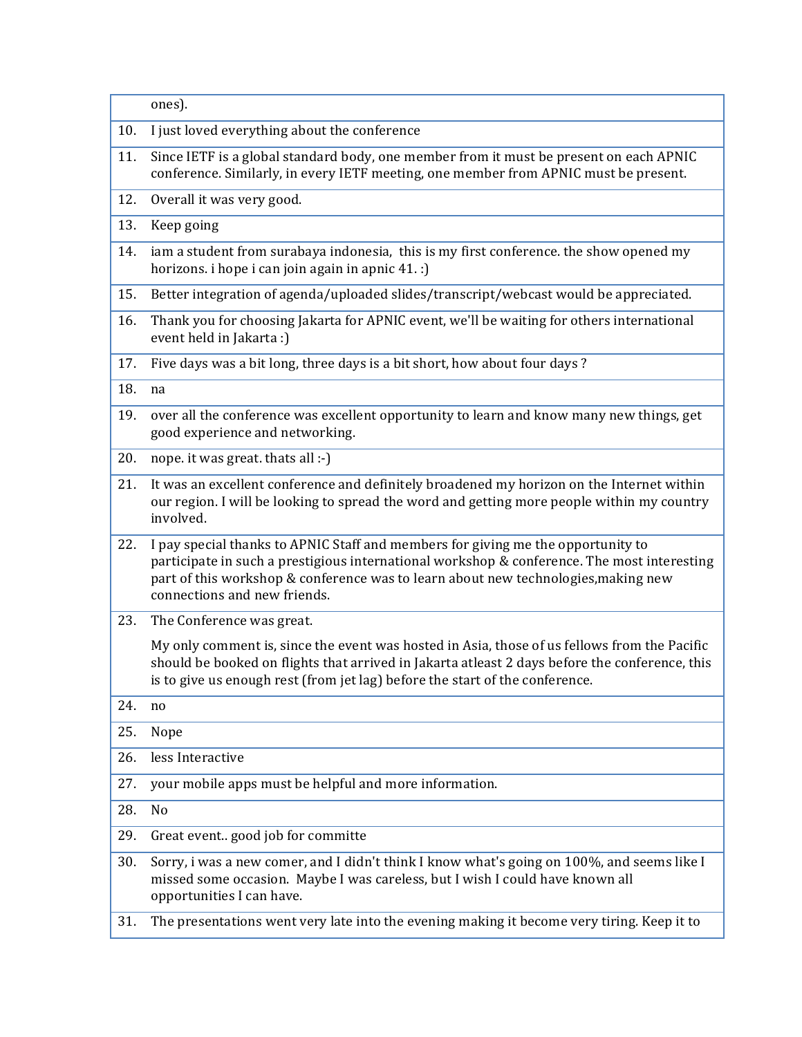| | |
|---|---|
| | ones). |
| 10. | I just loved everything about the conference |
| 11. | Since IETF is a global standard body, one member from it must be present on each APNIC conference. Similarly, in every IETF meeting, one member from APNIC must be present. |
| 12. | Overall it was very good. |
| 13. | Keep going |
| 14. | iam a student from surabaya indonesia,  this is my first conference. the show opened my horizons. i hope i can join again in apnic 41. :) |
| 15. | Better integration of agenda/uploaded slides/transcript/webcast would be appreciated. |
| 16. | Thank you for choosing Jakarta for APNIC event, we'll be waiting for others international event held in Jakarta :) |
| 17. | Five days was a bit long, three days is a bit short, how about four days ? |
| 18. | na |
| 19. | over all the conference was excellent opportunity to learn and know many new things, get good experience and networking. |
| 20. | nope. it was great. thats all :-) |
| 21. | It was an excellent conference and definitely broadened my horizon on the Internet within our region. I will be looking to spread the word and getting more people within my country involved. |
| 22. | I pay special thanks to APNIC Staff and members for giving me the opportunity to participate in such a prestigious international workshop & conference. The most interesting part of this workshop & conference was to learn about new technologies,making new connections and new friends. |
| 23. | The Conference was great.<br><br>My only comment is, since the event was hosted in Asia, those of us fellows from the Pacific should be booked on flights that arrived in Jakarta atleast 2 days before the conference, this is to give us enough rest (from jet lag) before the start of the conference. |
| 24. | no |
| 25. | Nope |
| 26. | less Interactive |
| 27. | your mobile apps must be helpful and more information. |
| 28. | No |
| 29. | Great event.. good job for committe |
| 30. | Sorry, i was a new comer, and I didn't think I know what's going on 100%, and seems like I missed some occasion.  Maybe I was careless, but I wish I could have known all opportunities I can have. |
| 31. | The presentations went very late into the evening making it become very tiring. Keep it to |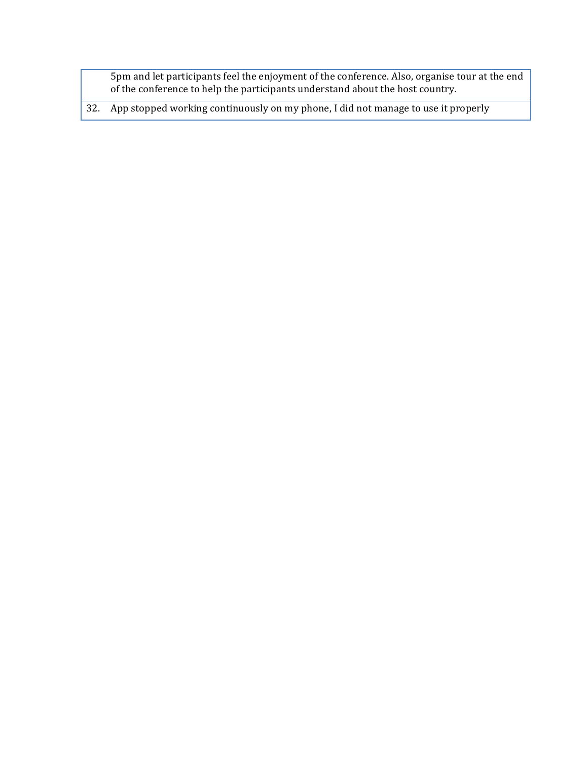| | |
|---|---|
| | 5pm and let participants feel the enjoyment of the conference. Also, organise tour at the end of the conference to help the participants understand about the host country. |
| 32. | App stopped working continuously on my phone, I did not manage to use it properly |